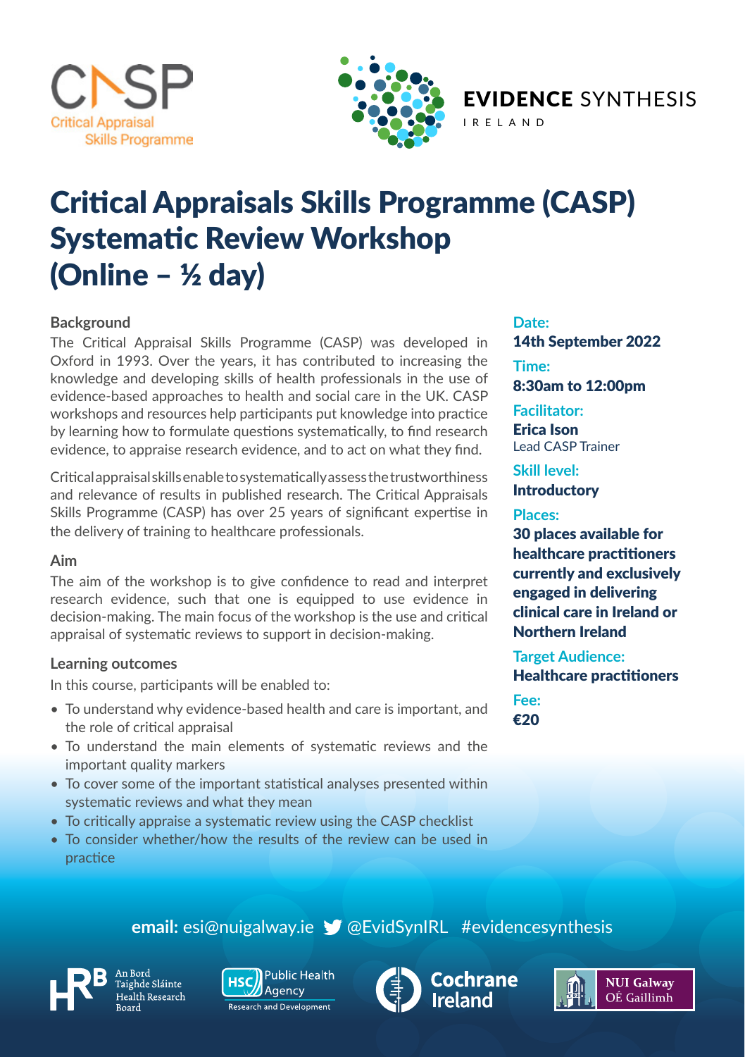CASP
Critical Appraisal Skills Programme

**EVIDENCE** SYNTHESIS
IRELAND

# Critical Appraisals Skills Programme (CASP) Systematic Review Workshop (Online – ½ day)

### Background

The Critical Appraisal Skills Programme (CASP) was developed in Oxford in 1993. Over the years, it has contributed to increasing the knowledge and developing skills of health professionals in the use of evidence-based approaches to health and social care in the UK. CASP workshops and resources help participants put knowledge into practice by learning how to formulate questions systematically, to find research evidence, to appraise research evidence, and to act on what they find.

Critical appraisal skills enable to systematically assess the trustworthiness and relevance of results in published research. The Critical Appraisals Skills Programme (CASP) has over 25 years of significant expertise in the delivery of training to healthcare professionals.

### Aim

The aim of the workshop is to give confidence to read and interpret research evidence, such that one is equipped to use evidence in decision-making. The main focus of the workshop is the use and critical appraisal of systematic reviews to support in decision-making.

### Learning outcomes

In this course, participants will be enabled to:

- To understand why evidence-based health and care is important, and the role of critical appraisal
- To understand the main elements of systematic reviews and the important quality markers
- To cover some of the important statistical analyses presented within systematic reviews and what they mean
- To critically appraise a systematic review using the CASP checklist
- To consider whether/how the results of the review can be used in practice

**Date:**
**14th September 2022**

**Time:**
**8:30am to 12:00pm**

**Facilitator:**
**Erica Ison**
Lead CASP Trainer

**Skill level:**
**Introductory**

**Places:**
**30 places available for healthcare practitioners currently and exclusively engaged in delivering clinical care in Ireland or Northern Ireland**

**Target Audience:**
**Healthcare practitioners**

**Fee:**
**€20**

**email:** esi@nuigalway.ie @EvidSynIRL #evidencesynthesis

HRB An Bord Taighde Sláinte Health Research Board | HSC Public Health Agency Research and Development | Cochrane Ireland | NUI Galway OÉ Gaillimh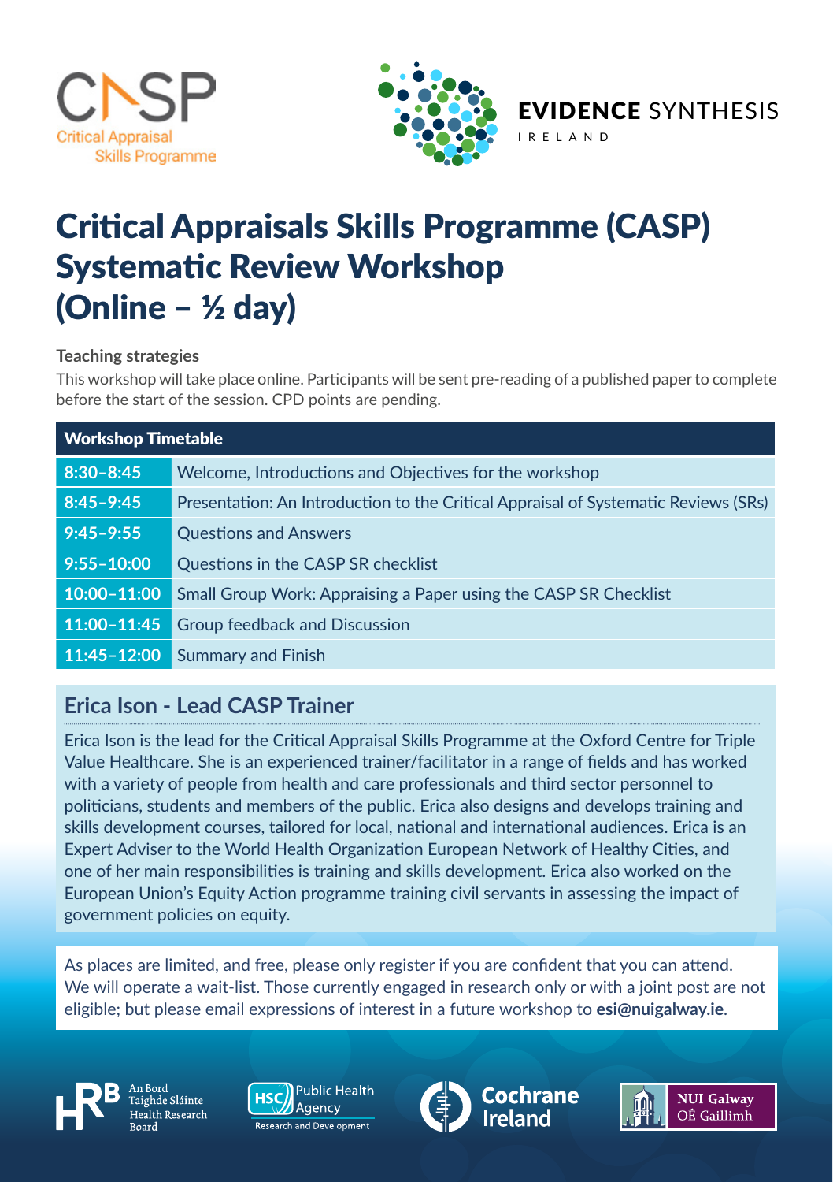CASP
Critical Appraisal Skills Programme

EVIDENCE SYNTHESIS
IRELAND

# Critical Appraisals Skills Programme (CASP) Systematic Review Workshop (Online – ½ day)

**Teaching strategies**

This workshop will take place online. Participants will be sent pre-reading of a published paper to complete before the start of the session. CPD points are pending.

| Workshop Timetable | |
|---|---|
| 8:30–8:45 | Welcome, Introductions and Objectives for the workshop |
| 8:45–9:45 | Presentation: An Introduction to the Critical Appraisal of Systematic Reviews (SRs) |
| 9:45–9:55 | Questions and Answers |
| 9:55–10:00 | Questions in the CASP SR checklist |
| 10:00–11:00 | Small Group Work: Appraising a Paper using the CASP SR Checklist |
| 11:00–11:45 | Group feedback and Discussion |
| 11:45–12:00 | Summary and Finish |

## Erica Ison - Lead CASP Trainer

Erica Ison is the lead for the Critical Appraisal Skills Programme at the Oxford Centre for Triple Value Healthcare. She is an experienced trainer/facilitator in a range of fields and has worked with a variety of people from health and care professionals and third sector personnel to politicians, students and members of the public. Erica also designs and develops training and skills development courses, tailored for local, national and international audiences. Erica is an Expert Adviser to the World Health Organization European Network of Healthy Cities, and one of her main responsibilities is training and skills development. Erica also worked on the European Union's Equity Action programme training civil servants in assessing the impact of government policies on equity.

As places are limited, and free, please only register if you are confident that you can attend. We will operate a wait-list. Those currently engaged in research only or with a joint post are not eligible; but please email expressions of interest in a future workshop to **esi@nuigalway.ie**.

HRB An Bord Taighde Sláinte Health Research Board

HSC Public Health Agency Research and Development

Cochrane Ireland

NUI Galway OÉ Gaillimh